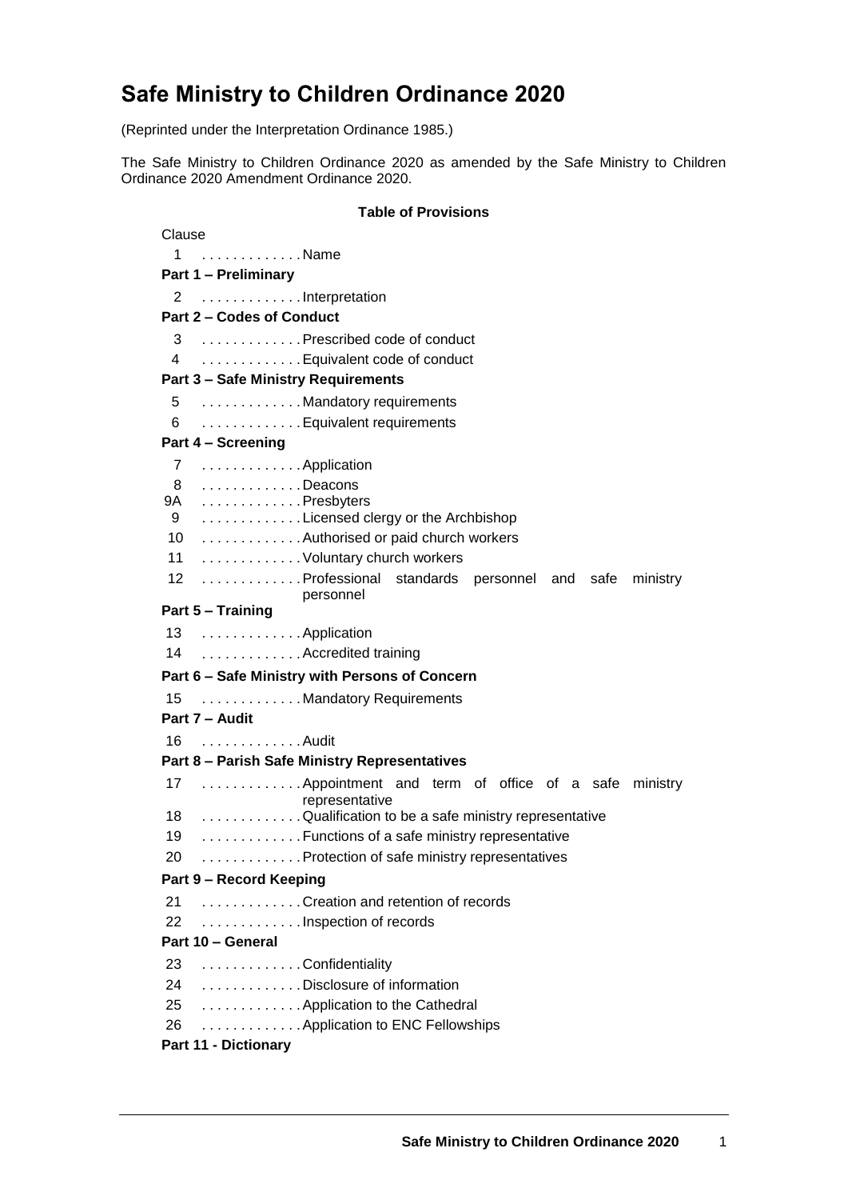# Safe Ministry to Children Ordinance 2020

(Reprinted under the Interpretation Ordinance 1985.)

The Safe Ministry to Children Ordinance 2020 as amended by the Safe Ministry to Children Ordinance 2020 Amendment Ordinance 2020.

**Table of Provisions**

Clause

1 . . . . . . . . . . . . . Name

**Part 1 – Preliminary**

2 . . . . . . . . . . . . . Interpretation

**Part 2 – Codes of Conduct**

3 . . . . . . . . . . . . . Prescribed code of conduct

4 . . . . . . . . . . . . . Equivalent code of conduct

**Part 3 – Safe Ministry Requirements**

5 . . . . . . . . . . . . . Mandatory requirements

6 . . . . . . . . . . . . . Equivalent requirements

**Part 4 – Screening**

7 . . . . . . . . . . . . . Application

8 . . . . . . . . . . . . . Deacons

9A . . . . . . . . . . . . . Presbyters

9 . . . . . . . . . . . . . Licensed clergy or the Archbishop

10 . . . . . . . . . . . . . Authorised or paid church workers

11 . . . . . . . . . . . . . Voluntary church workers

12 . . . . . . . . . . . . . Professional standards personnel and safe ministry personnel

**Part 5 – Training**

13 . . . . . . . . . . . . . Application

14 . . . . . . . . . . . . . Accredited training

**Part 6 – Safe Ministry with Persons of Concern**

15 . . . . . . . . . . . . . Mandatory Requirements

**Part 7 – Audit**

16 . . . . . . . . . . . . . Audit

**Part 8 – Parish Safe Ministry Representatives**

17 . . . . . . . . . . . . . Appointment and term of office of a safe ministry representative

18 . . . . . . . . . . . . . Qualification to be a safe ministry representative

19 . . . . . . . . . . . . . Functions of a safe ministry representative

20 . . . . . . . . . . . . . Protection of safe ministry representatives

**Part 9 – Record Keeping**

21 . . . . . . . . . . . . . Creation and retention of records

22 . . . . . . . . . . . . . Inspection of records

**Part 10 – General**

23 . . . . . . . . . . . . . Confidentiality

24 . . . . . . . . . . . . . Disclosure of information

25 . . . . . . . . . . . . . Application to the Cathedral

26 . . . . . . . . . . . . . Application to ENC Fellowships

**Part 11 - Dictionary**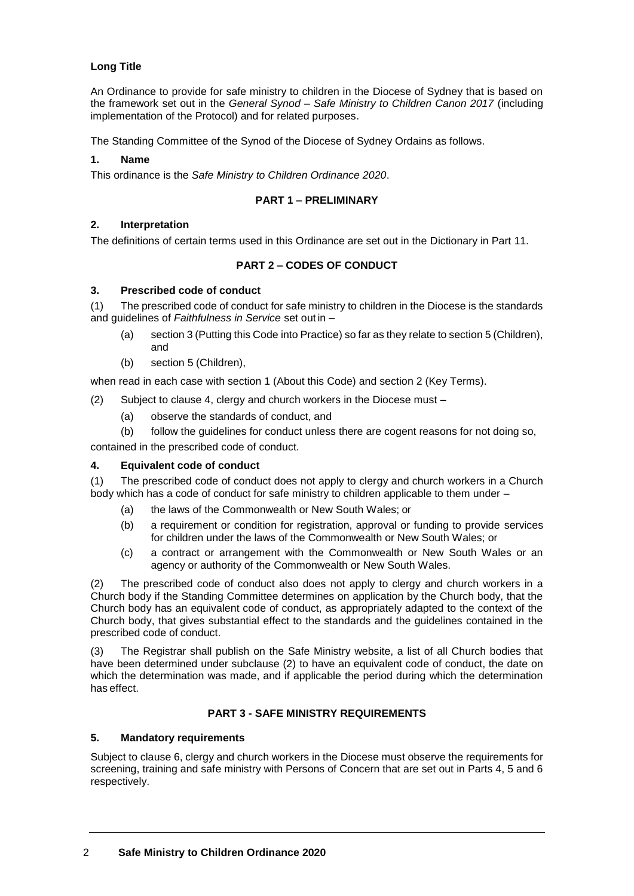**Long Title**

An Ordinance to provide for safe ministry to children in the Diocese of Sydney that is based on the framework set out in the *General Synod – Safe Ministry to Children Canon 2017* (including implementation of the Protocol) and for related purposes.

The Standing Committee of the Synod of the Diocese of Sydney Ordains as follows.

**1. Name**

This ordinance is the *Safe Ministry to Children Ordinance 2020*.

## PART 1 – PRELIMINARY

**2. Interpretation**

The definitions of certain terms used in this Ordinance are set out in the Dictionary in Part 11.

## PART 2 – CODES OF CONDUCT

**3. Prescribed code of conduct**

(1) The prescribed code of conduct for safe ministry to children in the Diocese is the standards and guidelines of *Faithfulness in Service* set out in –

- (a) section 3 (Putting this Code into Practice) so far as they relate to section 5 (Children), and
- (b) section 5 (Children),

when read in each case with section 1 (About this Code) and section 2 (Key Terms).

(2) Subject to clause 4, clergy and church workers in the Diocese must –

- (a) observe the standards of conduct, and
- (b) follow the guidelines for conduct unless there are cogent reasons for not doing so,

contained in the prescribed code of conduct.

**4. Equivalent code of conduct**

(1) The prescribed code of conduct does not apply to clergy and church workers in a Church body which has a code of conduct for safe ministry to children applicable to them under –

- (a) the laws of the Commonwealth or New South Wales; or
- (b) a requirement or condition for registration, approval or funding to provide services for children under the laws of the Commonwealth or New South Wales; or
- (c) a contract or arrangement with the Commonwealth or New South Wales or an agency or authority of the Commonwealth or New South Wales.

(2) The prescribed code of conduct also does not apply to clergy and church workers in a Church body if the Standing Committee determines on application by the Church body, that the Church body has an equivalent code of conduct, as appropriately adapted to the context of the Church body, that gives substantial effect to the standards and the guidelines contained in the prescribed code of conduct.

(3) The Registrar shall publish on the Safe Ministry website, a list of all Church bodies that have been determined under subclause (2) to have an equivalent code of conduct, the date on which the determination was made, and if applicable the period during which the determination has effect.

## PART 3 - SAFE MINISTRY REQUIREMENTS

**5. Mandatory requirements**

Subject to clause 6, clergy and church workers in the Diocese must observe the requirements for screening, training and safe ministry with Persons of Concern that are set out in Parts 4, 5 and 6 respectively.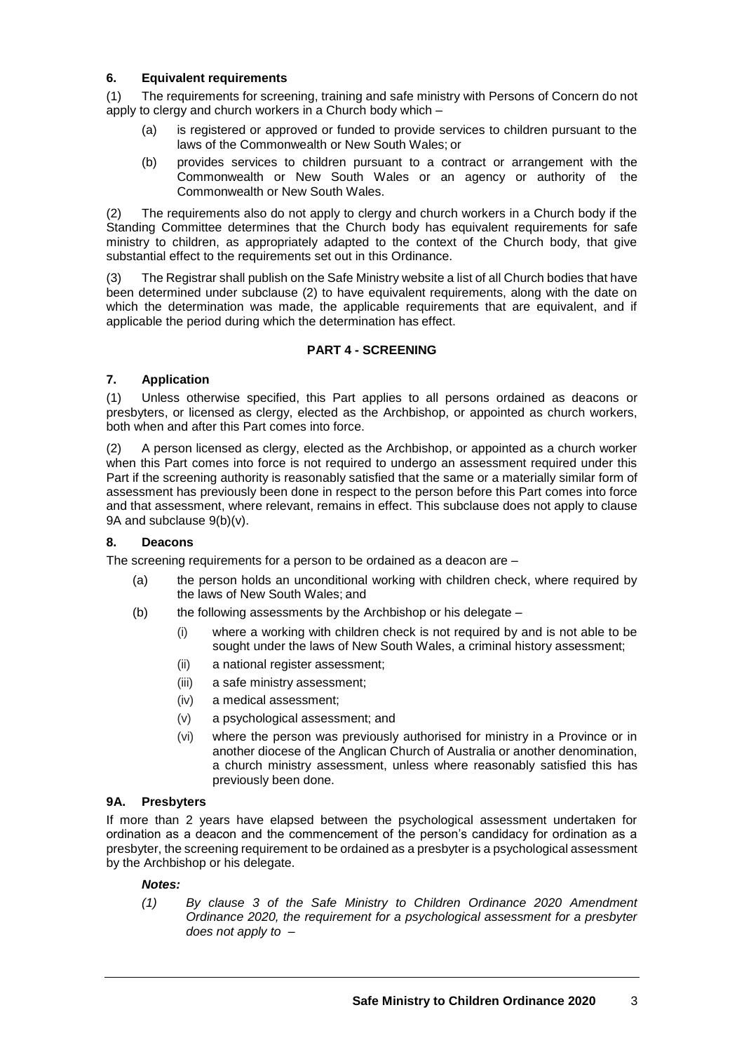### 6. Equivalent requirements

(1) The requirements for screening, training and safe ministry with Persons of Concern do not apply to clergy and church workers in a Church body which –

- (a) is registered or approved or funded to provide services to children pursuant to the laws of the Commonwealth or New South Wales; or
- (b) provides services to children pursuant to a contract or arrangement with the Commonwealth or New South Wales or an agency or authority of the Commonwealth or New South Wales.

(2) The requirements also do not apply to clergy and church workers in a Church body if the Standing Committee determines that the Church body has equivalent requirements for safe ministry to children, as appropriately adapted to the context of the Church body, that give substantial effect to the requirements set out in this Ordinance.

(3) The Registrar shall publish on the Safe Ministry website a list of all Church bodies that have been determined under subclause (2) to have equivalent requirements, along with the date on which the determination was made, the applicable requirements that are equivalent, and if applicable the period during which the determination has effect.

## PART 4 - SCREENING

### 7. Application

(1) Unless otherwise specified, this Part applies to all persons ordained as deacons or presbyters, or licensed as clergy, elected as the Archbishop, or appointed as church workers, both when and after this Part comes into force.

(2) A person licensed as clergy, elected as the Archbishop, or appointed as a church worker when this Part comes into force is not required to undergo an assessment required under this Part if the screening authority is reasonably satisfied that the same or a materially similar form of assessment has previously been done in respect to the person before this Part comes into force and that assessment, where relevant, remains in effect. This subclause does not apply to clause 9A and subclause 9(b)(v).

### 8. Deacons

The screening requirements for a person to be ordained as a deacon are –

- (a) the person holds an unconditional working with children check, where required by the laws of New South Wales; and
- (b) the following assessments by the Archbishop or his delegate –
  - (i) where a working with children check is not required by and is not able to be sought under the laws of New South Wales, a criminal history assessment;
  - (ii) a national register assessment;
  - (iii) a safe ministry assessment;
  - (iv) a medical assessment;
  - (v) a psychological assessment; and
  - (vi) where the person was previously authorised for ministry in a Province or in another diocese of the Anglican Church of Australia or another denomination, a church ministry assessment, unless where reasonably satisfied this has previously been done.

### 9A. Presbyters

If more than 2 years have elapsed between the psychological assessment undertaken for ordination as a deacon and the commencement of the person's candidacy for ordination as a presbyter, the screening requirement to be ordained as a presbyter is a psychological assessment by the Archbishop or his delegate.

***Notes:***

*(1) By clause 3 of the Safe Ministry to Children Ordinance 2020 Amendment Ordinance 2020, the requirement for a psychological assessment for a presbyter does not apply to –*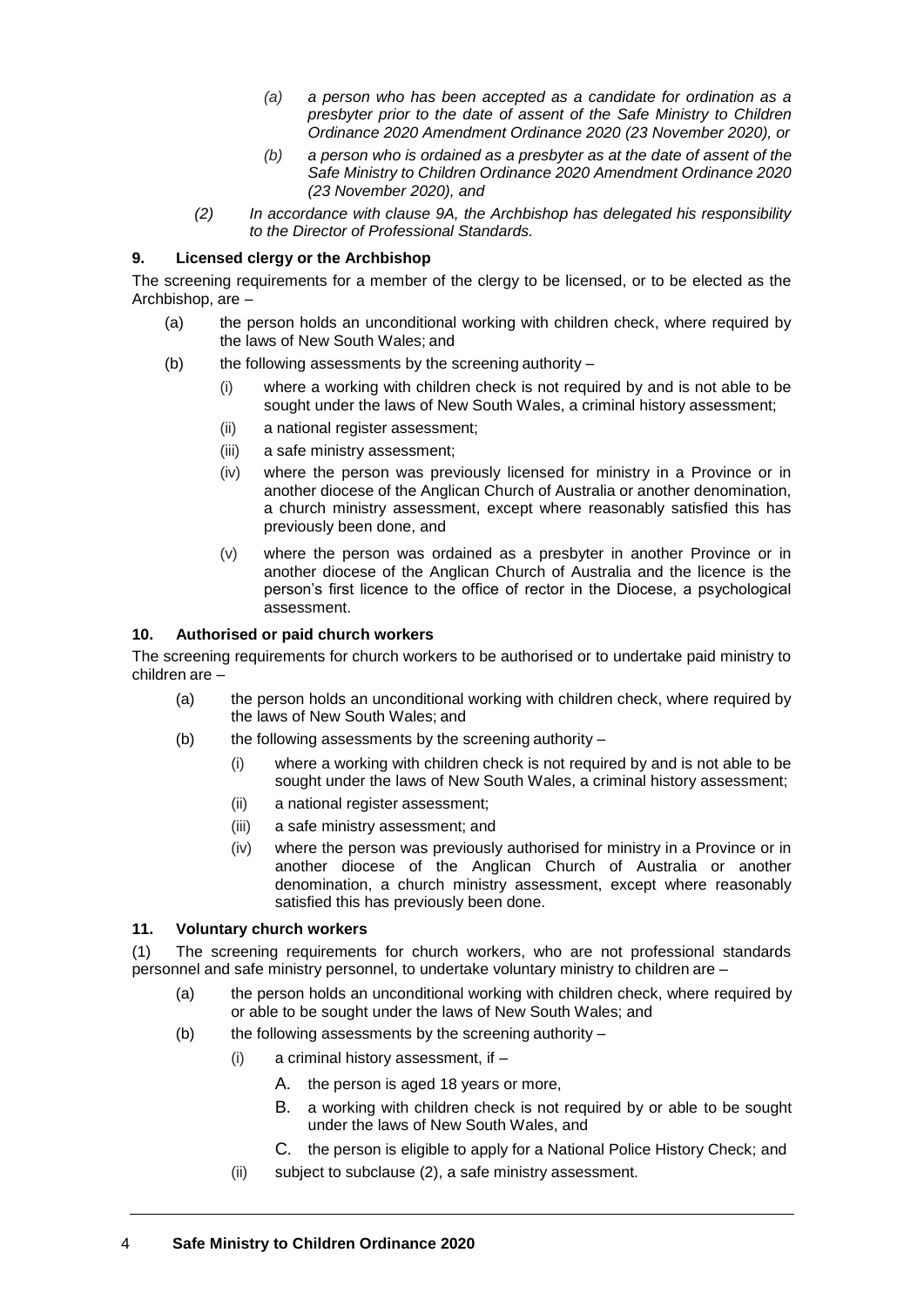*(a) a person who has been accepted as a candidate for ordination as a presbyter prior to the date of assent of the Safe Ministry to Children Ordinance 2020 Amendment Ordinance 2020 (23 November 2020), or*

*(b) a person who is ordained as a presbyter as at the date of assent of the Safe Ministry to Children Ordinance 2020 Amendment Ordinance 2020 (23 November 2020), and*

*(2) In accordance with clause 9A, the Archbishop has delegated his responsibility to the Director of Professional Standards.*

**9. Licensed clergy or the Archbishop**

The screening requirements for a member of the clergy to be licensed, or to be elected as the Archbishop, are –

(a) the person holds an unconditional working with children check, where required by the laws of New South Wales; and

(b) the following assessments by the screening authority –

(i) where a working with children check is not required by and is not able to be sought under the laws of New South Wales, a criminal history assessment;

(ii) a national register assessment;

(iii) a safe ministry assessment;

(iv) where the person was previously licensed for ministry in a Province or in another diocese of the Anglican Church of Australia or another denomination, a church ministry assessment, except where reasonably satisfied this has previously been done, and

(v) where the person was ordained as a presbyter in another Province or in another diocese of the Anglican Church of Australia and the licence is the person's first licence to the office of rector in the Diocese, a psychological assessment.

**10. Authorised or paid church workers**

The screening requirements for church workers to be authorised or to undertake paid ministry to children are –

(a) the person holds an unconditional working with children check, where required by the laws of New South Wales; and

(b) the following assessments by the screening authority –

(i) where a working with children check is not required by and is not able to be sought under the laws of New South Wales, a criminal history assessment;

(ii) a national register assessment;

(iii) a safe ministry assessment; and

(iv) where the person was previously authorised for ministry in a Province or in another diocese of the Anglican Church of Australia or another denomination, a church ministry assessment, except where reasonably satisfied this has previously been done.

**11. Voluntary church workers**

(1) The screening requirements for church workers, who are not professional standards personnel and safe ministry personnel, to undertake voluntary ministry to children are –

(a) the person holds an unconditional working with children check, where required by or able to be sought under the laws of New South Wales; and

(b) the following assessments by the screening authority –

(i) a criminal history assessment, if –

A. the person is aged 18 years or more,

B. a working with children check is not required by or able to be sought under the laws of New South Wales, and

C. the person is eligible to apply for a National Police History Check; and

(ii) subject to subclause (2), a safe ministry assessment.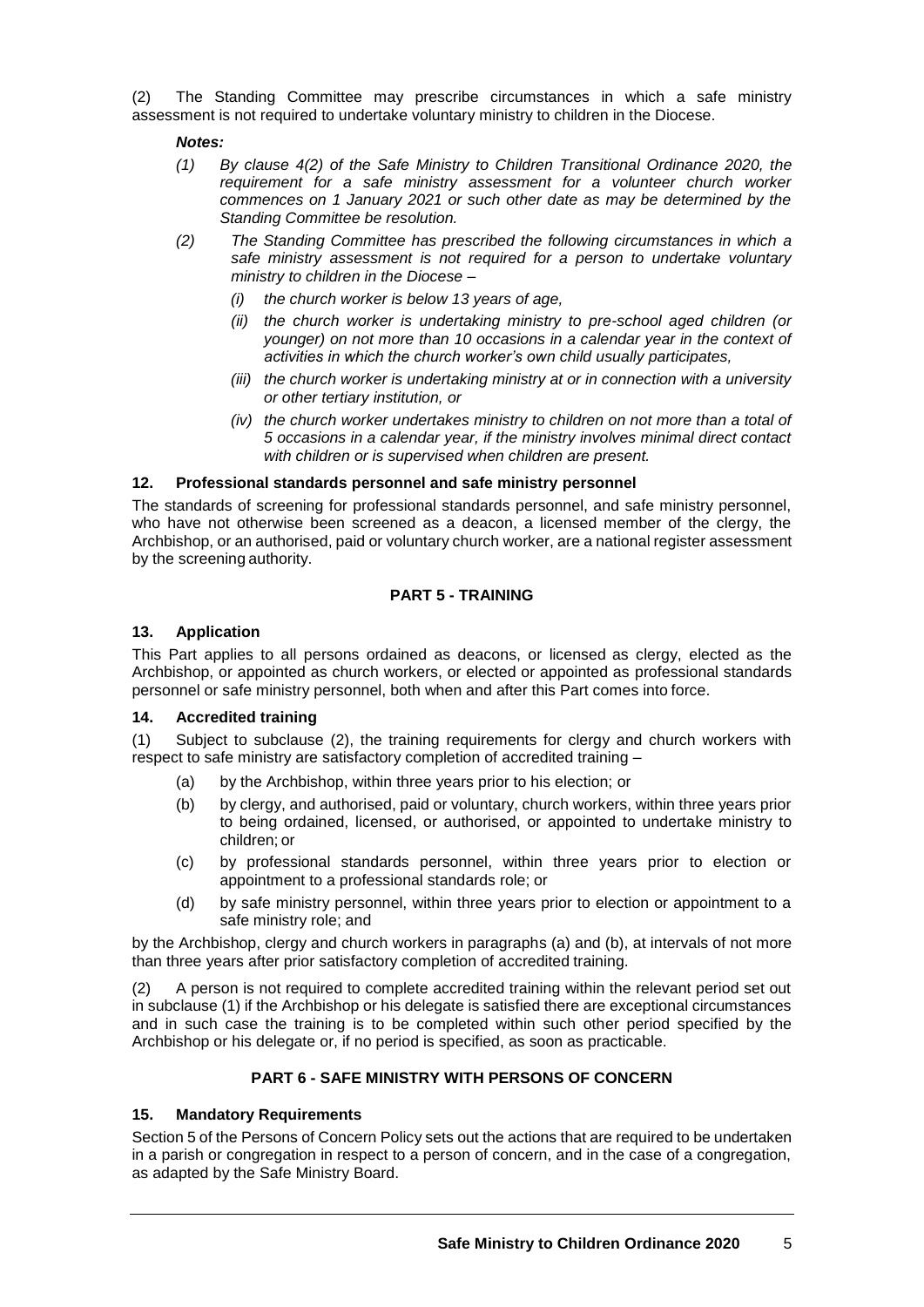(2) The Standing Committee may prescribe circumstances in which a safe ministry assessment is not required to undertake voluntary ministry to children in the Diocese.

***Notes:***

*(1) By clause 4(2) of the Safe Ministry to Children Transitional Ordinance 2020, the requirement for a safe ministry assessment for a volunteer church worker commences on 1 January 2021 or such other date as may be determined by the Standing Committee be resolution.*

*(2) The Standing Committee has prescribed the following circumstances in which a safe ministry assessment is not required for a person to undertake voluntary ministry to children in the Diocese –*

*(i) the church worker is below 13 years of age,*

*(ii) the church worker is undertaking ministry to pre-school aged children (or younger) on not more than 10 occasions in a calendar year in the context of activities in which the church worker's own child usually participates,*

*(iii) the church worker is undertaking ministry at or in connection with a university or other tertiary institution, or*

*(iv) the church worker undertakes ministry to children on not more than a total of 5 occasions in a calendar year, if the ministry involves minimal direct contact with children or is supervised when children are present.*

### 12. Professional standards personnel and safe ministry personnel

The standards of screening for professional standards personnel, and safe ministry personnel, who have not otherwise been screened as a deacon, a licensed member of the clergy, the Archbishop, or an authorised, paid or voluntary church worker, are a national register assessment by the screening authority.

## PART 5 - TRAINING

### 13. Application

This Part applies to all persons ordained as deacons, or licensed as clergy, elected as the Archbishop, or appointed as church workers, or elected or appointed as professional standards personnel or safe ministry personnel, both when and after this Part comes into force.

### 14. Accredited training

(1) Subject to subclause (2), the training requirements for clergy and church workers with respect to safe ministry are satisfactory completion of accredited training –

(a) by the Archbishop, within three years prior to his election; or

(b) by clergy, and authorised, paid or voluntary, church workers, within three years prior to being ordained, licensed, or authorised, or appointed to undertake ministry to children; or

(c) by professional standards personnel, within three years prior to election or appointment to a professional standards role; or

(d) by safe ministry personnel, within three years prior to election or appointment to a safe ministry role; and

by the Archbishop, clergy and church workers in paragraphs (a) and (b), at intervals of not more than three years after prior satisfactory completion of accredited training.

(2) A person is not required to complete accredited training within the relevant period set out in subclause (1) if the Archbishop or his delegate is satisfied there are exceptional circumstances and in such case the training is to be completed within such other period specified by the Archbishop or his delegate or, if no period is specified, as soon as practicable.

## PART 6 - SAFE MINISTRY WITH PERSONS OF CONCERN

### 15. Mandatory Requirements

Section 5 of the Persons of Concern Policy sets out the actions that are required to be undertaken in a parish or congregation in respect to a person of concern, and in the case of a congregation, as adapted by the Safe Ministry Board.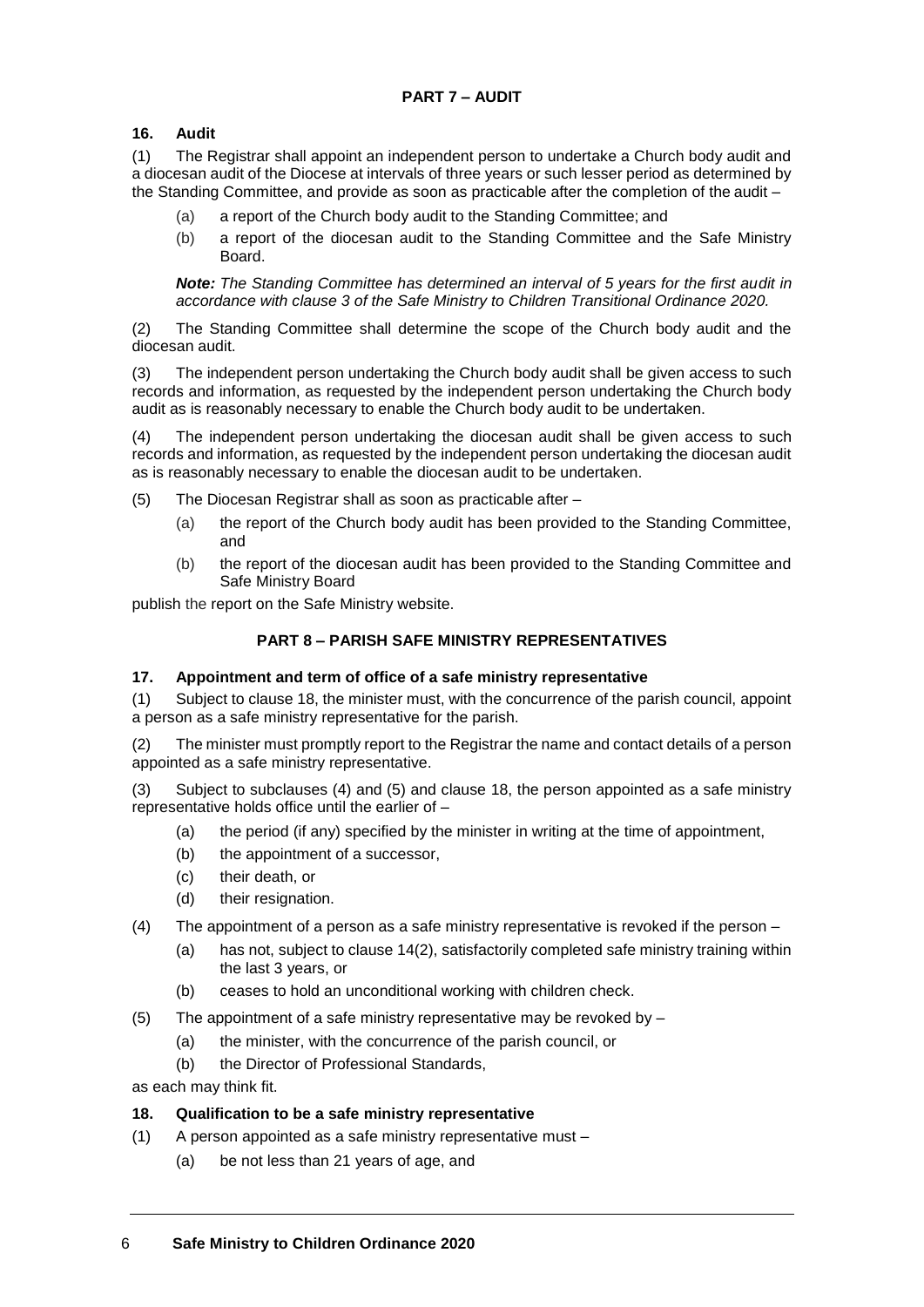## PART 7 – AUDIT

### 16. Audit

(1) The Registrar shall appoint an independent person to undertake a Church body audit and a diocesan audit of the Diocese at intervals of three years or such lesser period as determined by the Standing Committee, and provide as soon as practicable after the completion of the audit –

- (a) a report of the Church body audit to the Standing Committee; and
- (b) a report of the diocesan audit to the Standing Committee and the Safe Ministry Board.

***Note:*** *The Standing Committee has determined an interval of 5 years for the first audit in accordance with clause 3 of the Safe Ministry to Children Transitional Ordinance 2020.*

(2) The Standing Committee shall determine the scope of the Church body audit and the diocesan audit.

(3) The independent person undertaking the Church body audit shall be given access to such records and information, as requested by the independent person undertaking the Church body audit as is reasonably necessary to enable the Church body audit to be undertaken.

(4) The independent person undertaking the diocesan audit shall be given access to such records and information, as requested by the independent person undertaking the diocesan audit as is reasonably necessary to enable the diocesan audit to be undertaken.

(5) The Diocesan Registrar shall as soon as practicable after –

- (a) the report of the Church body audit has been provided to the Standing Committee, and
- (b) the report of the diocesan audit has been provided to the Standing Committee and Safe Ministry Board

publish the report on the Safe Ministry website.

## PART 8 – PARISH SAFE MINISTRY REPRESENTATIVES

### 17. Appointment and term of office of a safe ministry representative

(1) Subject to clause 18, the minister must, with the concurrence of the parish council, appoint a person as a safe ministry representative for the parish.

(2) The minister must promptly report to the Registrar the name and contact details of a person appointed as a safe ministry representative.

(3) Subject to subclauses (4) and (5) and clause 18, the person appointed as a safe ministry representative holds office until the earlier of –

- (a) the period (if any) specified by the minister in writing at the time of appointment,
- (b) the appointment of a successor,
- (c) their death, or
- (d) their resignation.

(4) The appointment of a person as a safe ministry representative is revoked if the person –

- (a) has not, subject to clause 14(2), satisfactorily completed safe ministry training within the last 3 years, or
- (b) ceases to hold an unconditional working with children check.

(5) The appointment of a safe ministry representative may be revoked by –

- (a) the minister, with the concurrence of the parish council, or
- (b) the Director of Professional Standards,

as each may think fit.

### 18. Qualification to be a safe ministry representative

(1) A person appointed as a safe ministry representative must –

- (a) be not less than 21 years of age, and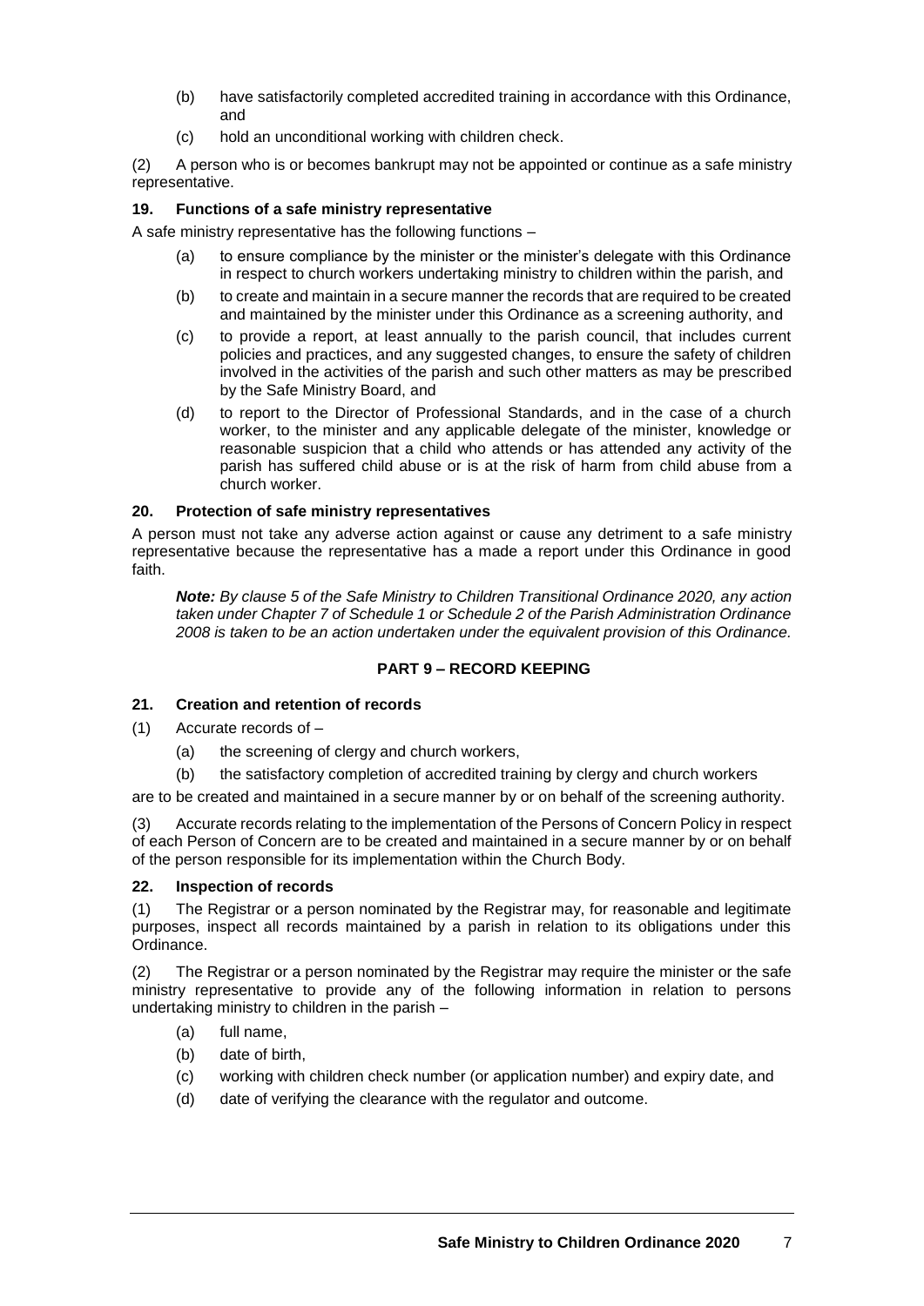(b) have satisfactorily completed accredited training in accordance with this Ordinance, and

(c) hold an unconditional working with children check.

(2) A person who is or becomes bankrupt may not be appointed or continue as a safe ministry representative.

**19. Functions of a safe ministry representative**

A safe ministry representative has the following functions –

(a) to ensure compliance by the minister or the minister's delegate with this Ordinance in respect to church workers undertaking ministry to children within the parish, and

(b) to create and maintain in a secure manner the records that are required to be created and maintained by the minister under this Ordinance as a screening authority, and

(c) to provide a report, at least annually to the parish council, that includes current policies and practices, and any suggested changes, to ensure the safety of children involved in the activities of the parish and such other matters as may be prescribed by the Safe Ministry Board, and

(d) to report to the Director of Professional Standards, and in the case of a church worker, to the minister and any applicable delegate of the minister, knowledge or reasonable suspicion that a child who attends or has attended any activity of the parish has suffered child abuse or is at the risk of harm from child abuse from a church worker.

**20. Protection of safe ministry representatives**

A person must not take any adverse action against or cause any detriment to a safe ministry representative because the representative has a made a report under this Ordinance in good faith.

***Note:*** *By clause 5 of the Safe Ministry to Children Transitional Ordinance 2020, any action taken under Chapter 7 of Schedule 1 or Schedule 2 of the Parish Administration Ordinance 2008 is taken to be an action undertaken under the equivalent provision of this Ordinance.*

## PART 9 – RECORD KEEPING

**21. Creation and retention of records**

(1) Accurate records of –

(a) the screening of clergy and church workers,

(b) the satisfactory completion of accredited training by clergy and church workers

are to be created and maintained in a secure manner by or on behalf of the screening authority.

(3) Accurate records relating to the implementation of the Persons of Concern Policy in respect of each Person of Concern are to be created and maintained in a secure manner by or on behalf of the person responsible for its implementation within the Church Body.

**22. Inspection of records**

(1) The Registrar or a person nominated by the Registrar may, for reasonable and legitimate purposes, inspect all records maintained by a parish in relation to its obligations under this Ordinance.

(2) The Registrar or a person nominated by the Registrar may require the minister or the safe ministry representative to provide any of the following information in relation to persons undertaking ministry to children in the parish –

(a) full name,

(b) date of birth,

(c) working with children check number (or application number) and expiry date, and

(d) date of verifying the clearance with the regulator and outcome.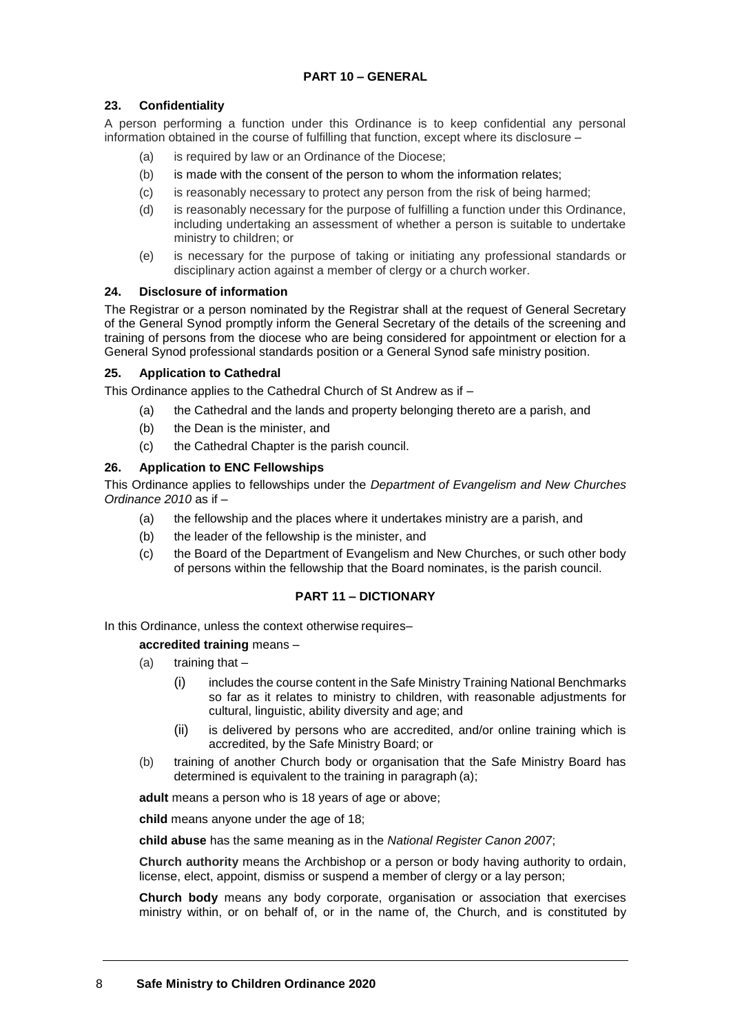## PART 10 – GENERAL

### 23. Confidentiality

A person performing a function under this Ordinance is to keep confidential any personal information obtained in the course of fulfilling that function, except where its disclosure –

- (a) is required by law or an Ordinance of the Diocese;
- (b) is made with the consent of the person to whom the information relates;
- (c) is reasonably necessary to protect any person from the risk of being harmed;
- (d) is reasonably necessary for the purpose of fulfilling a function under this Ordinance, including undertaking an assessment of whether a person is suitable to undertake ministry to children; or
- (e) is necessary for the purpose of taking or initiating any professional standards or disciplinary action against a member of clergy or a church worker.

### 24. Disclosure of information

The Registrar or a person nominated by the Registrar shall at the request of General Secretary of the General Synod promptly inform the General Secretary of the details of the screening and training of persons from the diocese who are being considered for appointment or election for a General Synod professional standards position or a General Synod safe ministry position.

### 25. Application to Cathedral

This Ordinance applies to the Cathedral Church of St Andrew as if –

- (a) the Cathedral and the lands and property belonging thereto are a parish, and
- (b) the Dean is the minister, and
- (c) the Cathedral Chapter is the parish council.

### 26. Application to ENC Fellowships

This Ordinance applies to fellowships under the *Department of Evangelism and New Churches Ordinance 2010* as if –

- (a) the fellowship and the places where it undertakes ministry are a parish, and
- (b) the leader of the fellowship is the minister, and
- (c) the Board of the Department of Evangelism and New Churches, or such other body of persons within the fellowship that the Board nominates, is the parish council.

## PART 11 – DICTIONARY

In this Ordinance, unless the context otherwise requires–

**accredited training** means –

- (a) training that –
  - (i) includes the course content in the Safe Ministry Training National Benchmarks so far as it relates to ministry to children, with reasonable adjustments for cultural, linguistic, ability diversity and age; and
  - (ii) is delivered by persons who are accredited, and/or online training which is accredited, by the Safe Ministry Board; or
- (b) training of another Church body or organisation that the Safe Ministry Board has determined is equivalent to the training in paragraph (a);

**adult** means a person who is 18 years of age or above;

**child** means anyone under the age of 18;

**child abuse** has the same meaning as in the *National Register Canon 2007*;

**Church authority** means the Archbishop or a person or body having authority to ordain, license, elect, appoint, dismiss or suspend a member of clergy or a lay person;

**Church body** means any body corporate, organisation or association that exercises ministry within, or on behalf of, or in the name of, the Church, and is constituted by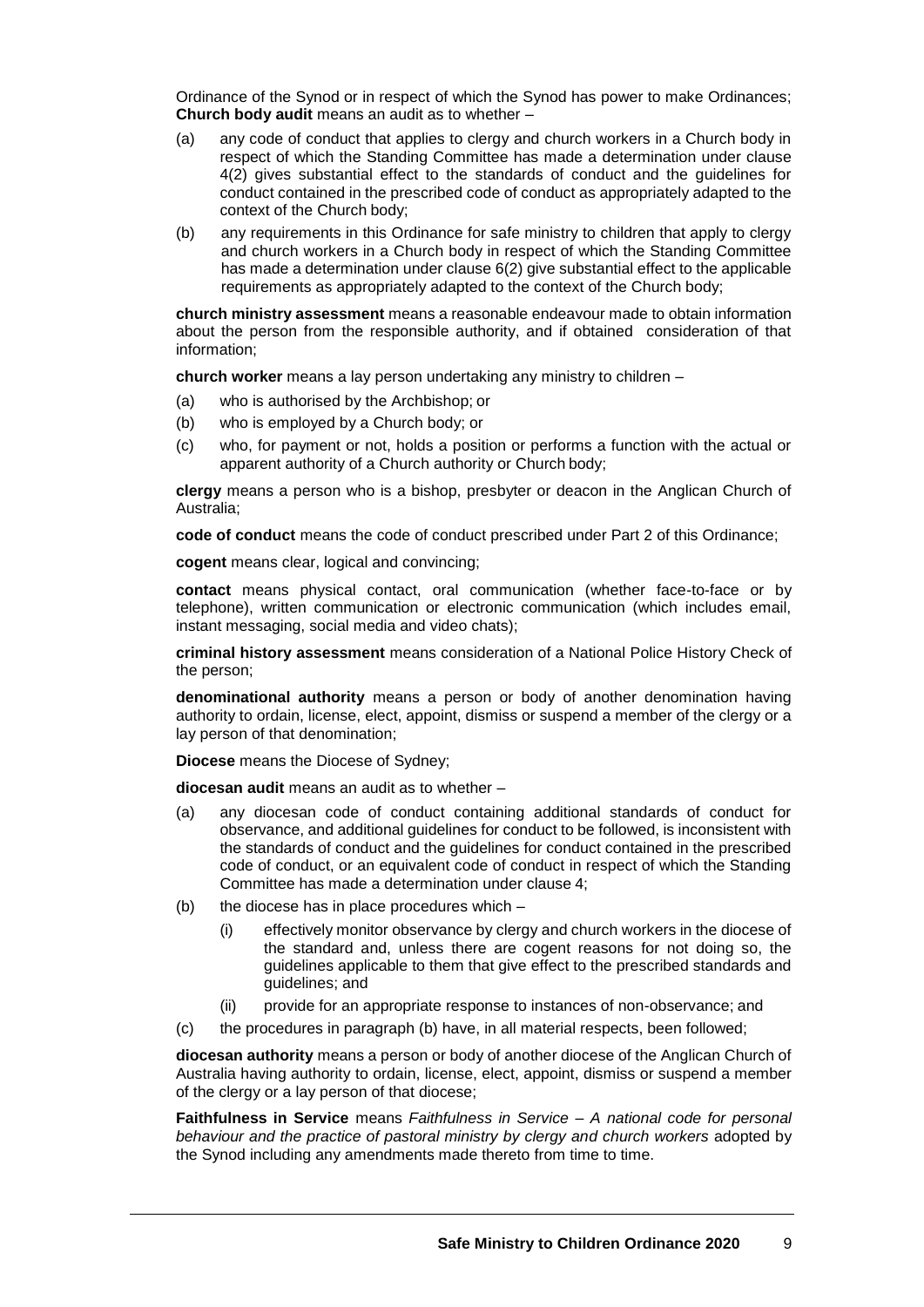Ordinance of the Synod or in respect of which the Synod has power to make Ordinances;
**Church body audit** means an audit as to whether –

(a) any code of conduct that applies to clergy and church workers in a Church body in respect of which the Standing Committee has made a determination under clause 4(2) gives substantial effect to the standards of conduct and the guidelines for conduct contained in the prescribed code of conduct as appropriately adapted to the context of the Church body;

(b) any requirements in this Ordinance for safe ministry to children that apply to clergy and church workers in a Church body in respect of which the Standing Committee has made a determination under clause 6(2) give substantial effect to the applicable requirements as appropriately adapted to the context of the Church body;

**church ministry assessment** means a reasonable endeavour made to obtain information about the person from the responsible authority, and if obtained consideration of that information;

**church worker** means a lay person undertaking any ministry to children –

(a) who is authorised by the Archbishop; or
(b) who is employed by a Church body; or
(c) who, for payment or not, holds a position or performs a function with the actual or apparent authority of a Church authority or Church body;

**clergy** means a person who is a bishop, presbyter or deacon in the Anglican Church of Australia;

**code of conduct** means the code of conduct prescribed under Part 2 of this Ordinance;

**cogent** means clear, logical and convincing;

**contact** means physical contact, oral communication (whether face-to-face or by telephone), written communication or electronic communication (which includes email, instant messaging, social media and video chats);

**criminal history assessment** means consideration of a National Police History Check of the person;

**denominational authority** means a person or body of another denomination having authority to ordain, license, elect, appoint, dismiss or suspend a member of the clergy or a lay person of that denomination;

**Diocese** means the Diocese of Sydney;

**diocesan audit** means an audit as to whether –

(a) any diocesan code of conduct containing additional standards of conduct for observance, and additional guidelines for conduct to be followed, is inconsistent with the standards of conduct and the guidelines for conduct contained in the prescribed code of conduct, or an equivalent code of conduct in respect of which the Standing Committee has made a determination under clause 4;

(b) the diocese has in place procedures which –

    (i) effectively monitor observance by clergy and church workers in the diocese of the standard and, unless there are cogent reasons for not doing so, the guidelines applicable to them that give effect to the prescribed standards and guidelines; and

    (ii) provide for an appropriate response to instances of non-observance; and

(c) the procedures in paragraph (b) have, in all material respects, been followed;

**diocesan authority** means a person or body of another diocese of the Anglican Church of Australia having authority to ordain, license, elect, appoint, dismiss or suspend a member of the clergy or a lay person of that diocese;

**Faithfulness in Service** means *Faithfulness in Service – A national code for personal behaviour and the practice of pastoral ministry by clergy and church workers* adopted by the Synod including any amendments made thereto from time to time.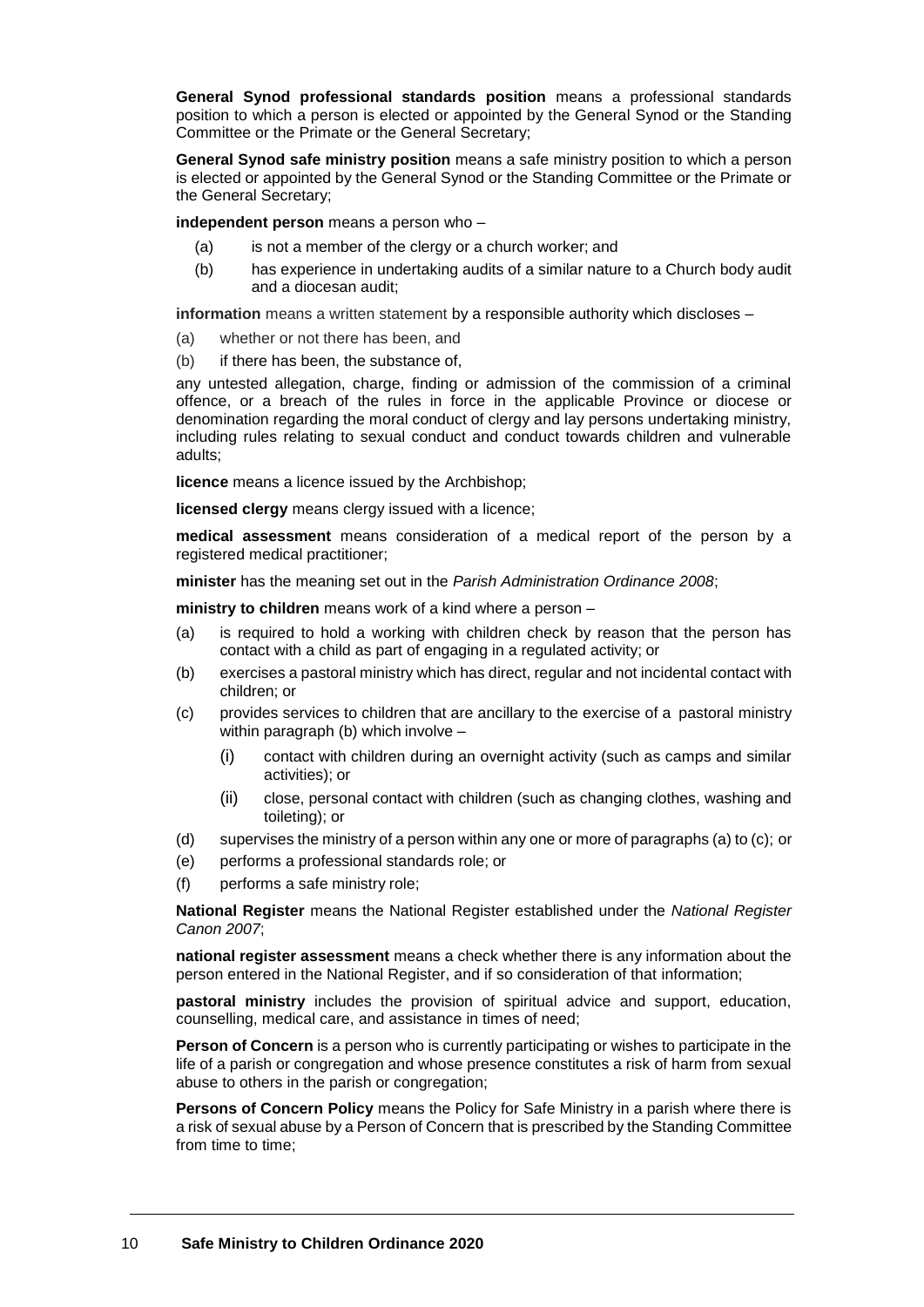**General Synod professional standards position** means a professional standards position to which a person is elected or appointed by the General Synod or the Standing Committee or the Primate or the General Secretary;

**General Synod safe ministry position** means a safe ministry position to which a person is elected or appointed by the General Synod or the Standing Committee or the Primate or the General Secretary;

**independent person** means a person who –

(a) is not a member of the clergy or a church worker; and

(b) has experience in undertaking audits of a similar nature to a Church body audit and a diocesan audit;

**information** means a written statement by a responsible authority which discloses –

(a) whether or not there has been, and

(b) if there has been, the substance of,

any untested allegation, charge, finding or admission of the commission of a criminal offence, or a breach of the rules in force in the applicable Province or diocese or denomination regarding the moral conduct of clergy and lay persons undertaking ministry, including rules relating to sexual conduct and conduct towards children and vulnerable adults;

**licence** means a licence issued by the Archbishop;

**licensed clergy** means clergy issued with a licence;

**medical assessment** means consideration of a medical report of the person by a registered medical practitioner;

**minister** has the meaning set out in the *Parish Administration Ordinance 2008*;

**ministry to children** means work of a kind where a person –

(a) is required to hold a working with children check by reason that the person has contact with a child as part of engaging in a regulated activity; or

(b) exercises a pastoral ministry which has direct, regular and not incidental contact with children; or

(c) provides services to children that are ancillary to the exercise of a pastoral ministry within paragraph (b) which involve –

 (i) contact with children during an overnight activity (such as camps and similar activities); or

 (ii) close, personal contact with children (such as changing clothes, washing and toileting); or

(d) supervises the ministry of a person within any one or more of paragraphs (a) to (c); or

(e) performs a professional standards role; or

(f) performs a safe ministry role;

**National Register** means the National Register established under the *National Register Canon 2007*;

**national register assessment** means a check whether there is any information about the person entered in the National Register, and if so consideration of that information;

**pastoral ministry** includes the provision of spiritual advice and support, education, counselling, medical care, and assistance in times of need;

**Person of Concern** is a person who is currently participating or wishes to participate in the life of a parish or congregation and whose presence constitutes a risk of harm from sexual abuse to others in the parish or congregation;

**Persons of Concern Policy** means the Policy for Safe Ministry in a parish where there is a risk of sexual abuse by a Person of Concern that is prescribed by the Standing Committee from time to time;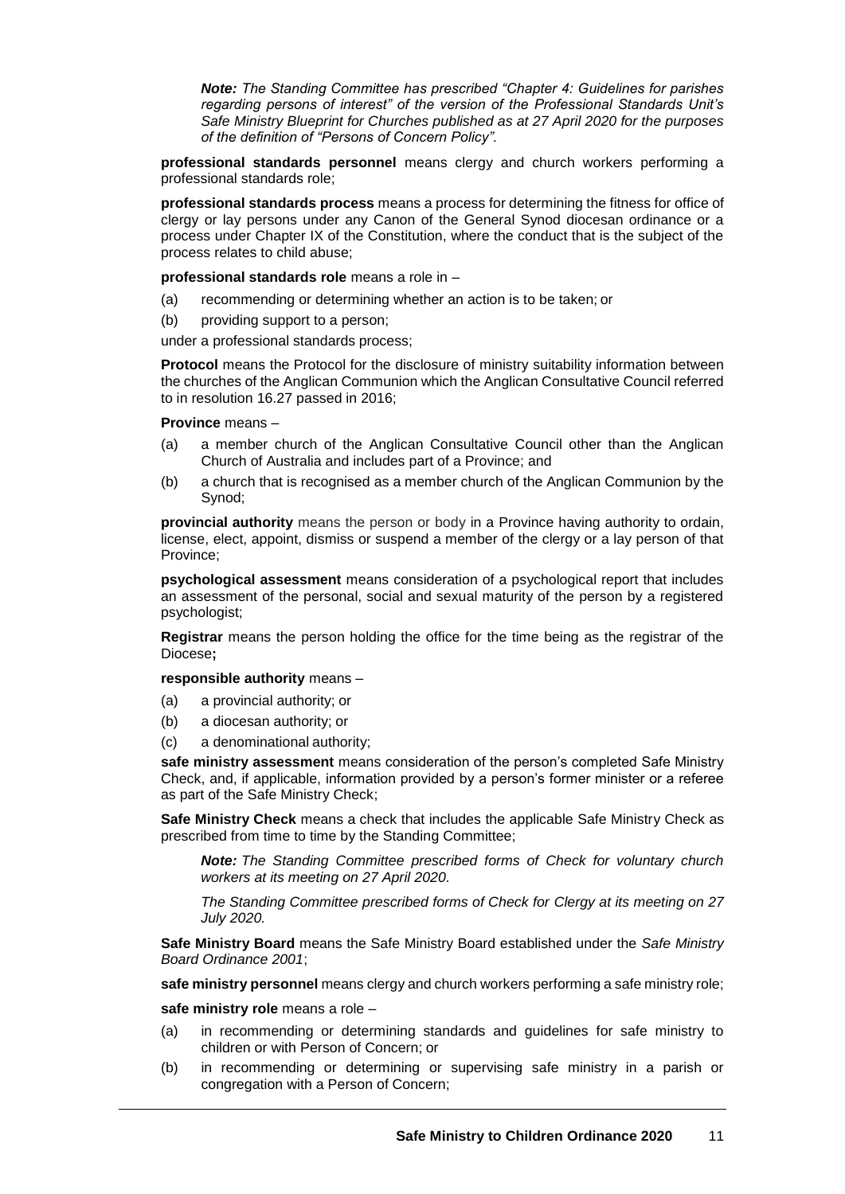*Note: The Standing Committee has prescribed "Chapter 4: Guidelines for parishes regarding persons of interest" of the version of the Professional Standards Unit's Safe Ministry Blueprint for Churches published as at 27 April 2020 for the purposes of the definition of "Persons of Concern Policy".*

**professional standards personnel** means clergy and church workers performing a professional standards role;

**professional standards process** means a process for determining the fitness for office of clergy or lay persons under any Canon of the General Synod diocesan ordinance or a process under Chapter IX of the Constitution, where the conduct that is the subject of the process relates to child abuse;

**professional standards role** means a role in –

(a) recommending or determining whether an action is to be taken; or

(b) providing support to a person;

under a professional standards process;

**Protocol** means the Protocol for the disclosure of ministry suitability information between the churches of the Anglican Communion which the Anglican Consultative Council referred to in resolution 16.27 passed in 2016;

**Province** means –

(a) a member church of the Anglican Consultative Council other than the Anglican Church of Australia and includes part of a Province; and

(b) a church that is recognised as a member church of the Anglican Communion by the Synod;

**provincial authority** means the person or body in a Province having authority to ordain, license, elect, appoint, dismiss or suspend a member of the clergy or a lay person of that Province;

**psychological assessment** means consideration of a psychological report that includes an assessment of the personal, social and sexual maturity of the person by a registered psychologist;

**Registrar** means the person holding the office for the time being as the registrar of the Diocese**;**

**responsible authority** means –

(a) a provincial authority; or

(b) a diocesan authority; or

(c) a denominational authority;

**safe ministry assessment** means consideration of the person's completed Safe Ministry Check, and, if applicable, information provided by a person's former minister or a referee as part of the Safe Ministry Check;

**Safe Ministry Check** means a check that includes the applicable Safe Ministry Check as prescribed from time to time by the Standing Committee;

*Note: The Standing Committee prescribed forms of Check for voluntary church workers at its meeting on 27 April 2020.*

*The Standing Committee prescribed forms of Check for Clergy at its meeting on 27 July 2020.*

**Safe Ministry Board** means the Safe Ministry Board established under the *Safe Ministry Board Ordinance 2001*;

**safe ministry personnel** means clergy and church workers performing a safe ministry role;

**safe ministry role** means a role –

(a) in recommending or determining standards and guidelines for safe ministry to children or with Person of Concern; or

(b) in recommending or determining or supervising safe ministry in a parish or congregation with a Person of Concern;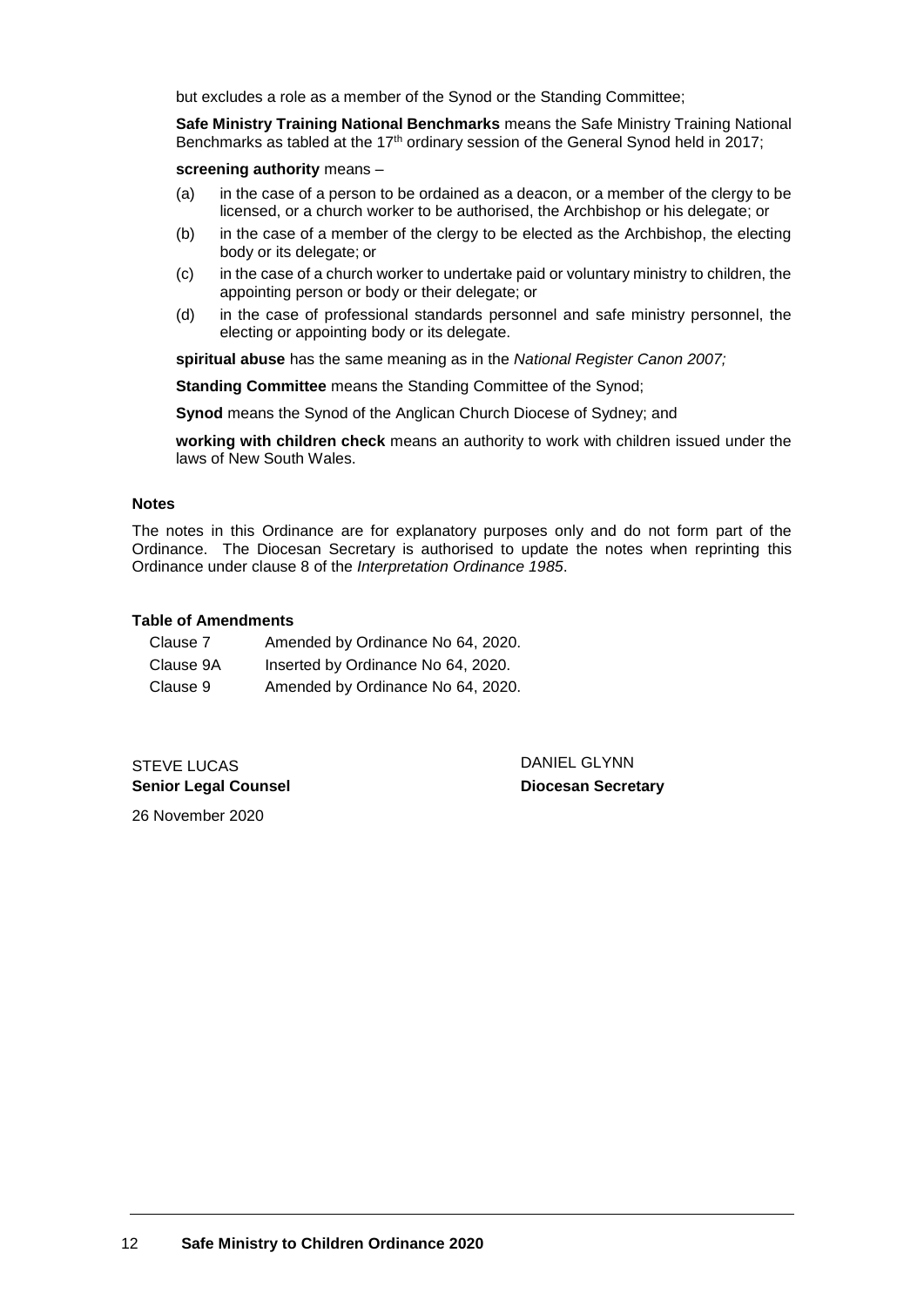but excludes a role as a member of the Synod or the Standing Committee;

**Safe Ministry Training National Benchmarks** means the Safe Ministry Training National Benchmarks as tabled at the 17th ordinary session of the General Synod held in 2017;

**screening authority** means –

(a) in the case of a person to be ordained as a deacon, or a member of the clergy to be licensed, or a church worker to be authorised, the Archbishop or his delegate; or

(b) in the case of a member of the clergy to be elected as the Archbishop, the electing body or its delegate; or

(c) in the case of a church worker to undertake paid or voluntary ministry to children, the appointing person or body or their delegate; or

(d) in the case of professional standards personnel and safe ministry personnel, the electing or appointing body or its delegate.

**spiritual abuse** has the same meaning as in the *National Register Canon 2007;*

**Standing Committee** means the Standing Committee of the Synod;

**Synod** means the Synod of the Anglican Church Diocese of Sydney; and

**working with children check** means an authority to work with children issued under the laws of New South Wales.

### Notes

The notes in this Ordinance are for explanatory purposes only and do not form part of the Ordinance. The Diocesan Secretary is authorised to update the notes when reprinting this Ordinance under clause 8 of the *Interpretation Ordinance 1985*.

### Table of Amendments

| | |
|---|---|
| Clause 7 | Amended by Ordinance No 64, 2020. |
| Clause 9A | Inserted by Ordinance No 64, 2020. |
| Clause 9 | Amended by Ordinance No 64, 2020. |

STEVE LUCAS
**Senior Legal Counsel**

DANIEL GLYNN
**Diocesan Secretary**

26 November 2020